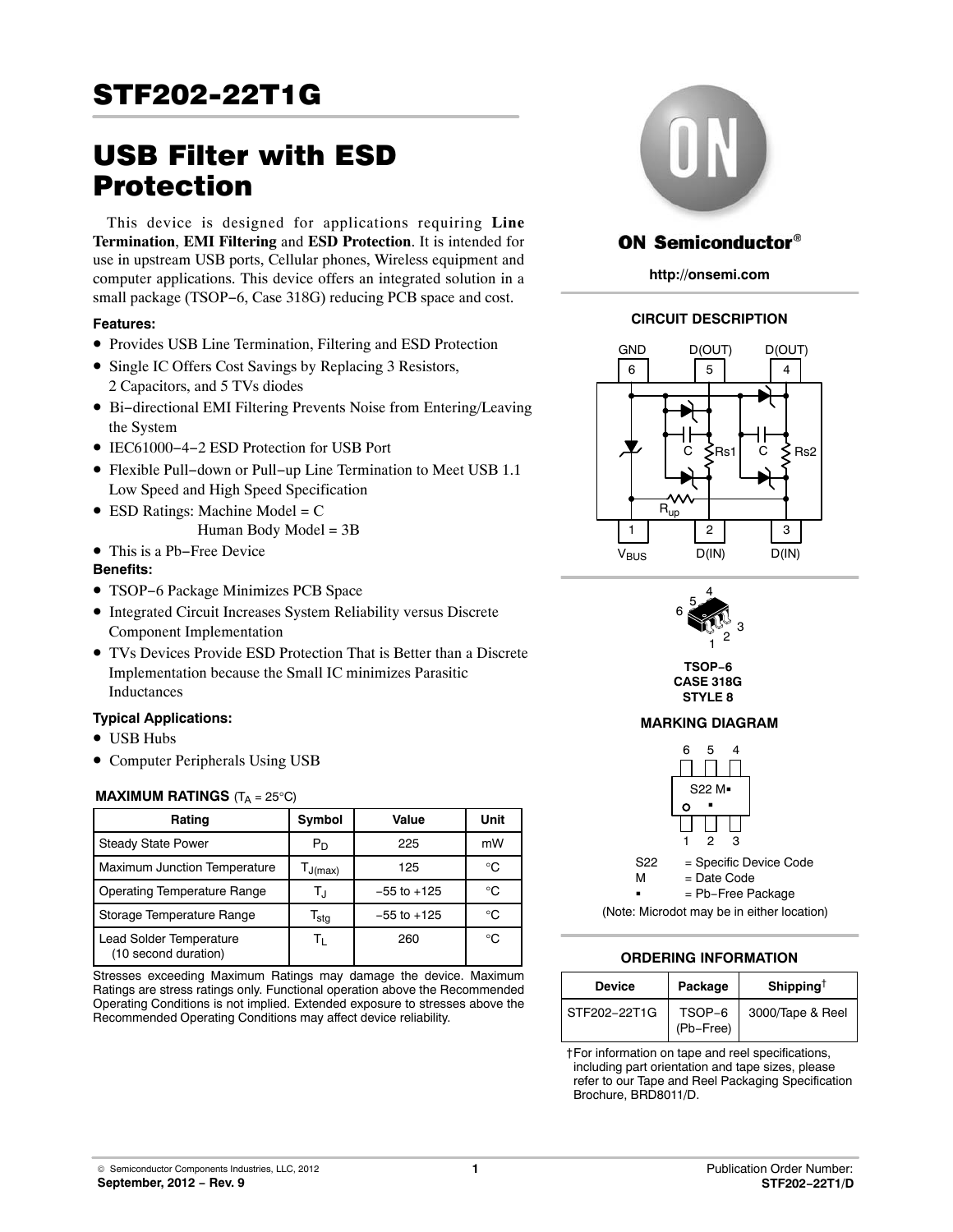# STF202-22T1G

## USB Filter with ESD Protection

This device is designed for applications requiring **Line Termination**, **EMI Filtering** and **ESD Protection**. It is intended for use in upstream USB ports, Cellular phones, Wireless equipment and computer applications. This device offers an integrated solution in a small package (TSOP−6, Case 318G) reducing PCB space and cost.

### Features:

- Provides USB Line Termination, Filtering and ESD Protection
- Single IC Offers Cost Savings by Replacing 3 Resistors, 2 Capacitors, and 5 TVs diodes
- Bi−directional EMI Filtering Prevents Noise from Entering/Leaving the System
- IEC61000−4−2 ESD Protection for USB Port
- Flexible Pull−down or Pull−up Line Termination to Meet USB 1.1 Low Speed and High Speed Specification
- ESD Ratings: Machine Model = C
  Human Body Model = 3B
- This is a Pb−Free Device

### Benefits:

- TSOP−6 Package Minimizes PCB Space
- Integrated Circuit Increases System Reliability versus Discrete Component Implementation
- TVs Devices Provide ESD Protection That is Better than a Discrete Implementation because the Small IC minimizes Parasitic Inductances

### Typical Applications:

- USB Hubs
- Computer Peripherals Using USB

**MAXIMUM RATINGS** ($T_A$ = 25°C)

| Rating | Symbol | Value | Unit |
|---|---|---|---|
| Steady State Power | $P_D$ | 225 | mW |
| Maximum Junction Temperature | $T_{J(max)}$ | 125 | °C |
| Operating Temperature Range | $T_J$ | −55 to +125 | °C |
| Storage Temperature Range | $T_{stg}$ | −55 to +125 | °C |
| Lead Solder Temperature (10 second duration) | $T_L$ | 260 | °C |

Stresses exceeding Maximum Ratings may damage the device. Maximum Ratings are stress ratings only. Functional operation above the Recommended Operating Conditions is not implied. Extended exposure to stresses above the Recommended Operating Conditions may affect device reliability.

ON Semiconductor®

http://onsemi.com

**CIRCUIT DESCRIPTION**

GND (6), D(OUT) (5), D(OUT) (4), $V_{BUS}$ (1), D(IN) (2), D(IN) (3); C, Rs1, C, Rs2, $R_{up}$

TSOP−6
CASE 318G
STYLE 8

**MARKING DIAGRAM**

S22 M▪

S22 = Specific Device Code
M = Date Code
▪ = Pb−Free Package
(Note: Microdot may be in either location)

**ORDERING INFORMATION**

| Device | Package | Shipping† |
|---|---|---|
| STF202−22T1G | TSOP−6 (Pb−Free) | 3000/Tape & Reel |

†For information on tape and reel specifications, including part orientation and tape sizes, please refer to our Tape and Reel Packaging Specification Brochure, BRD8011/D.

© Semiconductor Components Industries, LLC, 2012
September, 2012 − Rev. 9

Publication Order Number:
STF202−22T1/D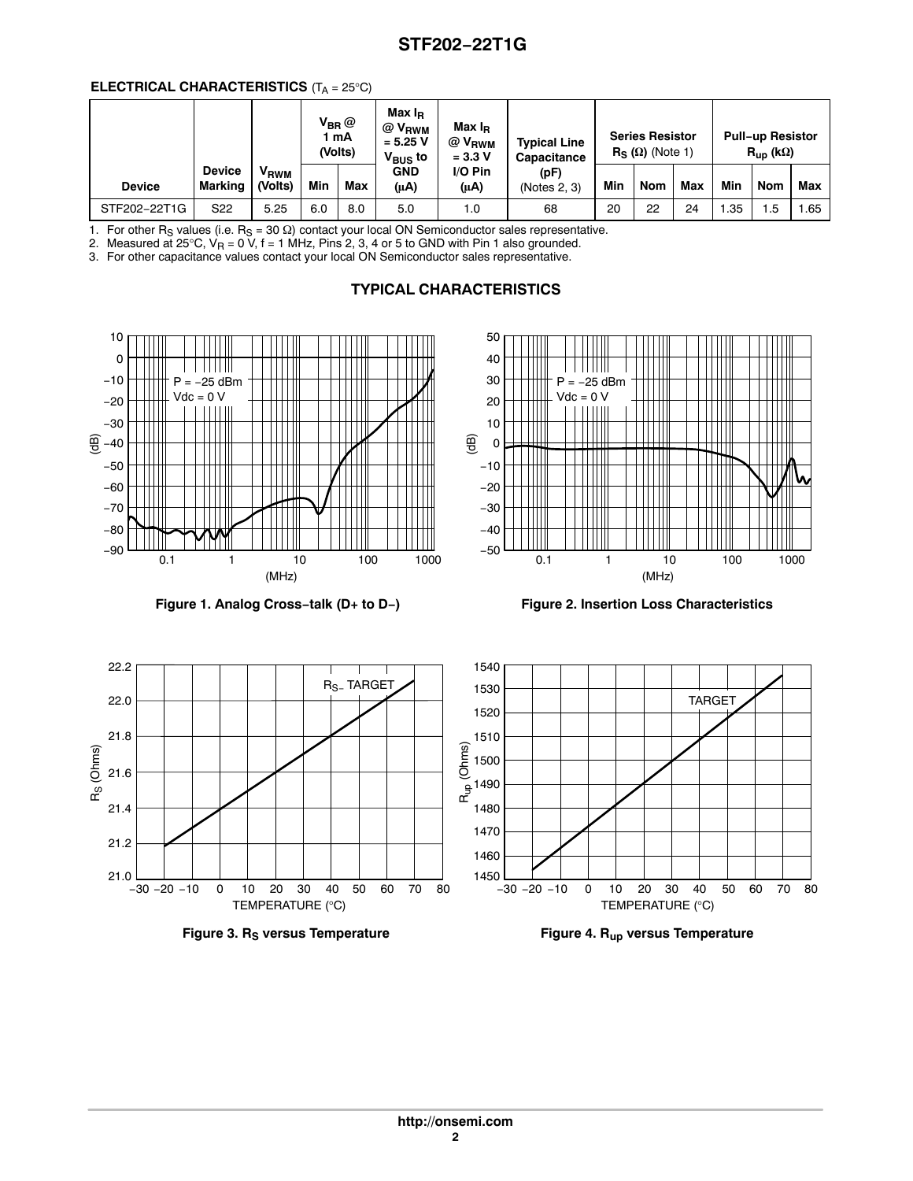**ELECTRICAL CHARACTERISTICS** ($T_A = 25°C$)

| Device | Device Marking | $V_{RWM}$ (Volts) | $V_{BR}$ @ 1 mA (Volts) | | Max $I_R$ @ $V_{RWM}$ = 5.25 V $V_{BUS}$ to GND (μA) | Max $I_R$ @ $V_{RWM}$ = 3.3 V I/O Pin (μA) | Typical Line Capacitance (pF) (Notes 2, 3) | Series Resistor $R_S$ (Ω) (Note 1) | | | Pull-up Resistor $R_{up}$ (kΩ) | | |
|---|---|---|---|---|---|---|---|---|---|---|---|---|---|
| | | | Min | Max | | | | Min | Nom | Max | Min | Nom | Max |
| STF202-22T1G | S22 | 5.25 | 6.0 | 8.0 | 5.0 | 1.0 | 68 | 20 | 22 | 24 | 1.35 | 1.5 | 1.65 |

1. For other $R_S$ values (i.e. $R_S$ = 30 Ω) contact your local ON Semiconductor sales representative.
2. Measured at 25°C, $V_R$ = 0 V, f = 1 MHz, Pins 2, 3, 4 or 5 to GND with Pin 1 also grounded.
3. For other capacitance values contact your local ON Semiconductor sales representative.

## TYPICAL CHARACTERISTICS

**Figure 1. Analog Cross-talk (D+ to D−)**

**Figure 2. Insertion Loss Characteristics**

**Figure 3. $R_S$ versus Temperature**

**Figure 4. $R_{up}$ versus Temperature**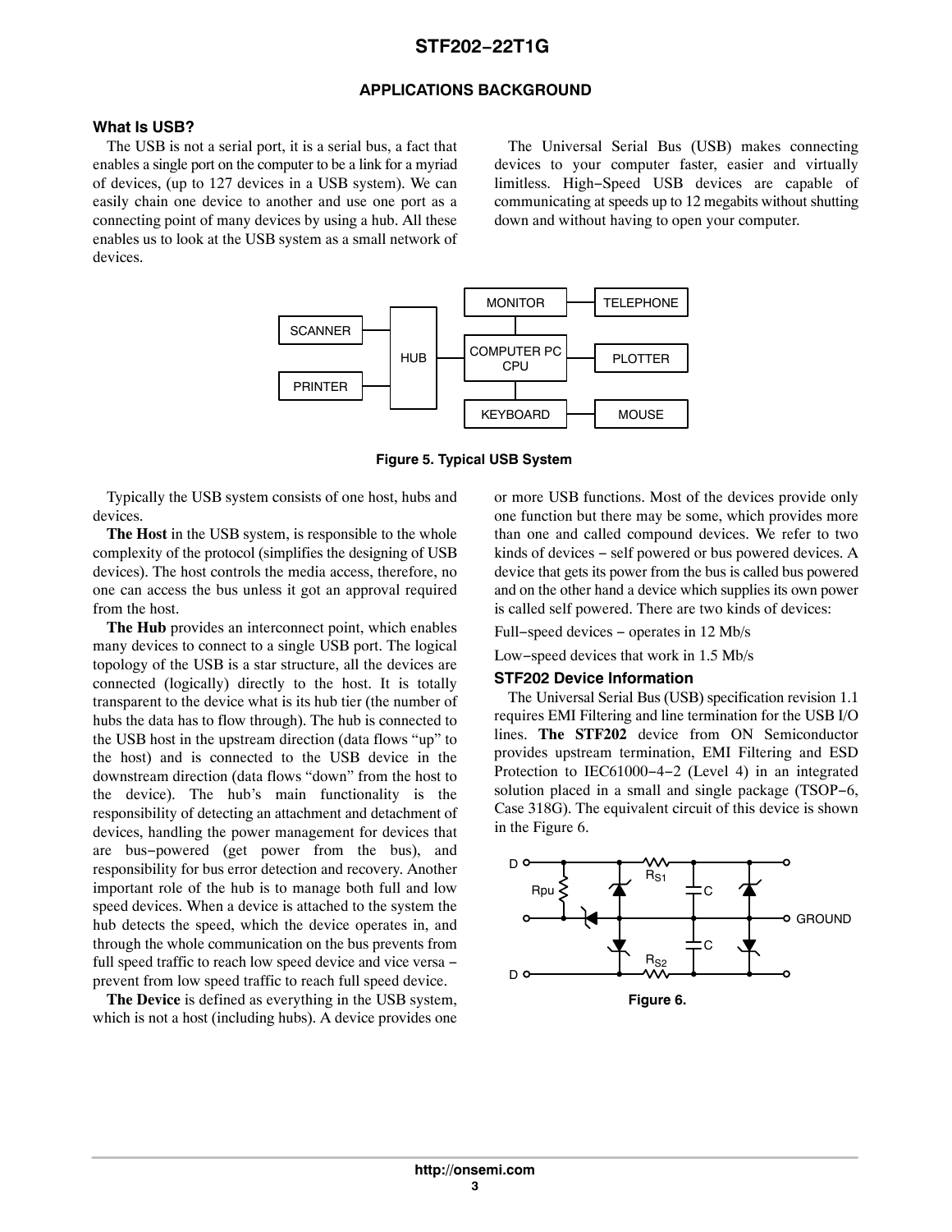## APPLICATIONS BACKGROUND

### What Is USB?

The USB is not a serial port, it is a serial bus, a fact that enables a single port on the computer to be a link for a myriad of devices, (up to 127 devices in a USB system). We can easily chain one device to another and use one port as a connecting point of many devices by using a hub. All these enables us to look at the USB system as a small network of devices.

The Universal Serial Bus (USB) makes connecting devices to your computer faster, easier and virtually limitless. High−Speed USB devices are capable of communicating at speeds up to 12 megabits without shutting down and without having to open your computer.

**Figure 5. Typical USB System**

Typically the USB system consists of one host, hubs and devices.

**The Host** in the USB system, is responsible to the whole complexity of the protocol (simplifies the designing of USB devices). The host controls the media access, therefore, no one can access the bus unless it got an approval required from the host.

**The Hub** provides an interconnect point, which enables many devices to connect to a single USB port. The logical topology of the USB is a star structure, all the devices are connected (logically) directly to the host. It is totally transparent to the device what is its hub tier (the number of hubs the data has to flow through). The hub is connected to the USB host in the upstream direction (data flows “up” to the host) and is connected to the USB device in the downstream direction (data flows “down” from the host to the device). The hub’s main functionality is the responsibility of detecting an attachment and detachment of devices, handling the power management for devices that are bus−powered (get power from the bus), and responsibility for bus error detection and recovery. Another important role of the hub is to manage both full and low speed devices. When a device is attached to the system the hub detects the speed, which the device operates in, and through the whole communication on the bus prevents from full speed traffic to reach low speed device and vice versa − prevent from low speed traffic to reach full speed device.

**The Device** is defined as everything in the USB system, which is not a host (including hubs). A device provides one or more USB functions. Most of the devices provide only one function but there may be some, which provides more than one and called compound devices. We refer to two kinds of devices − self powered or bus powered devices. A device that gets its power from the bus is called bus powered and on the other hand a device which supplies its own power is called self powered. There are two kinds of devices:

Full−speed devices − operates in 12 Mb/s

Low−speed devices that work in 1.5 Mb/s

### STF202 Device Information

The Universal Serial Bus (USB) specification revision 1.1 requires EMI Filtering and line termination for the USB I/O lines. **The STF202** device from ON Semiconductor provides upstream termination, EMI Filtering and ESD Protection to IEC61000−4−2 (Level 4) in an integrated solution placed in a small and single package (TSOP−6, Case 318G). The equivalent circuit of this device is shown in the Figure 6.

**Figure 6.**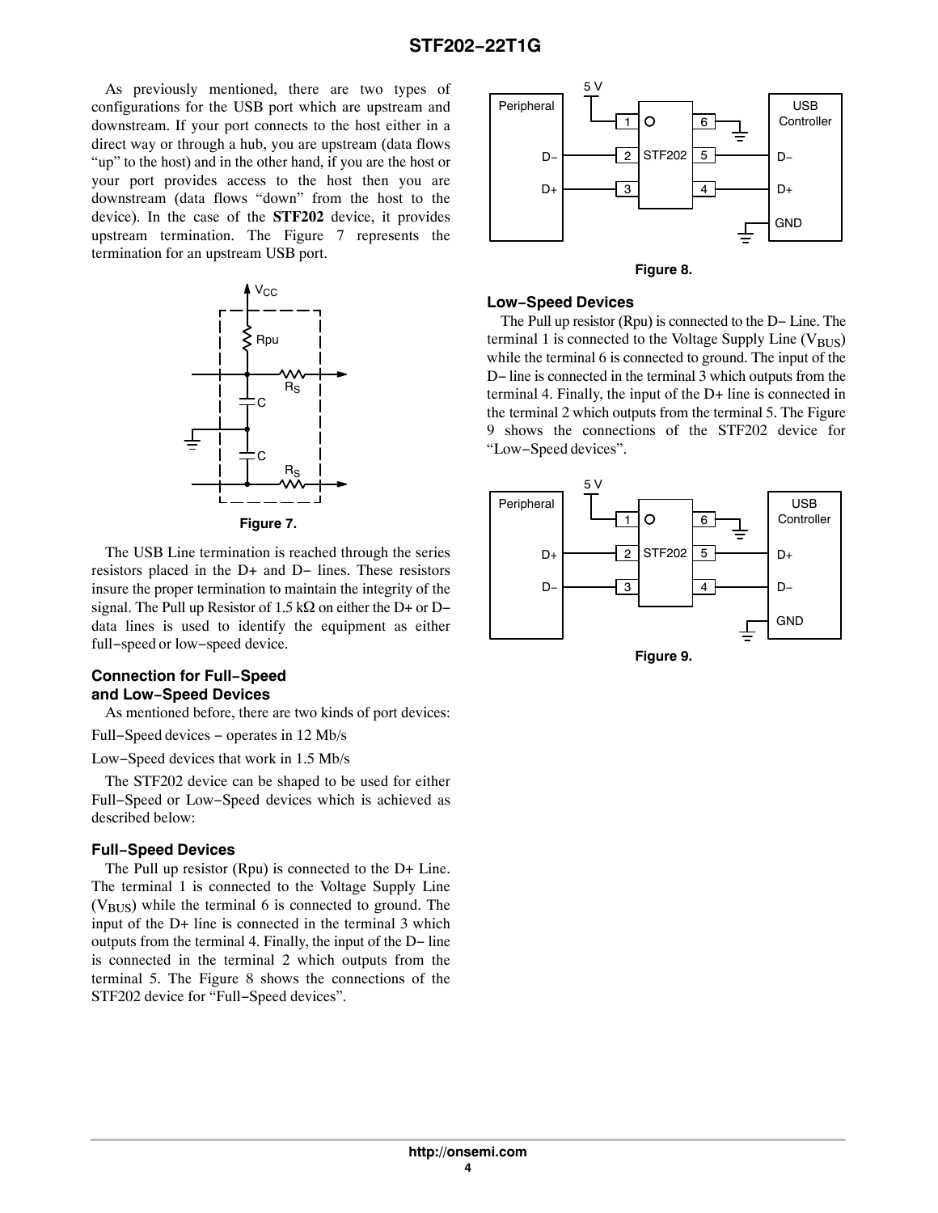As previously mentioned, there are two types of configurations for the USB port which are upstream and downstream. If your port connects to the host either in a direct way or through a hub, you are upstream (data flows "up" to the host) and in the other hand, if you are the host or your port provides access to the host then you are downstream (data flows "down" from the host to the device). In the case of the **STF202** device, it provides upstream termination. The Figure 7 represents the termination for an upstream USB port.

Figure 7.

The USB Line termination is reached through the series resistors placed in the D+ and D− lines. These resistors insure the proper termination to maintain the integrity of the signal. The Pull up Resistor of 1.5 kΩ on either the D+ or D− data lines is used to identify the equipment as either full−speed or low−speed device.

### Connection for Full−Speed and Low−Speed Devices

As mentioned before, there are two kinds of port devices:

Full−Speed devices − operates in 12 Mb/s

Low−Speed devices that work in 1.5 Mb/s

The STF202 device can be shaped to be used for either Full−Speed or Low−Speed devices which is achieved as described below:

### Full−Speed Devices

The Pull up resistor (Rpu) is connected to the D+ Line. The terminal 1 is connected to the Voltage Supply Line ($V_{BUS}$) while the terminal 6 is connected to ground. The input of the D+ line is connected in the terminal 3 which outputs from the terminal 4. Finally, the input of the D− line is connected in the terminal 2 which outputs from the terminal 5. The Figure 8 shows the connections of the STF202 device for "Full−Speed devices".

Figure 8.

### Low−Speed Devices

The Pull up resistor (Rpu) is connected to the D− Line. The terminal 1 is connected to the Voltage Supply Line ($V_{BUS}$) while the terminal 6 is connected to ground. The input of the D− line is connected in the terminal 3 which outputs from the terminal 4. Finally, the input of the D+ line is connected in the terminal 2 which outputs from the terminal 5. The Figure 9 shows the connections of the STF202 device for "Low−Speed devices".

Figure 9.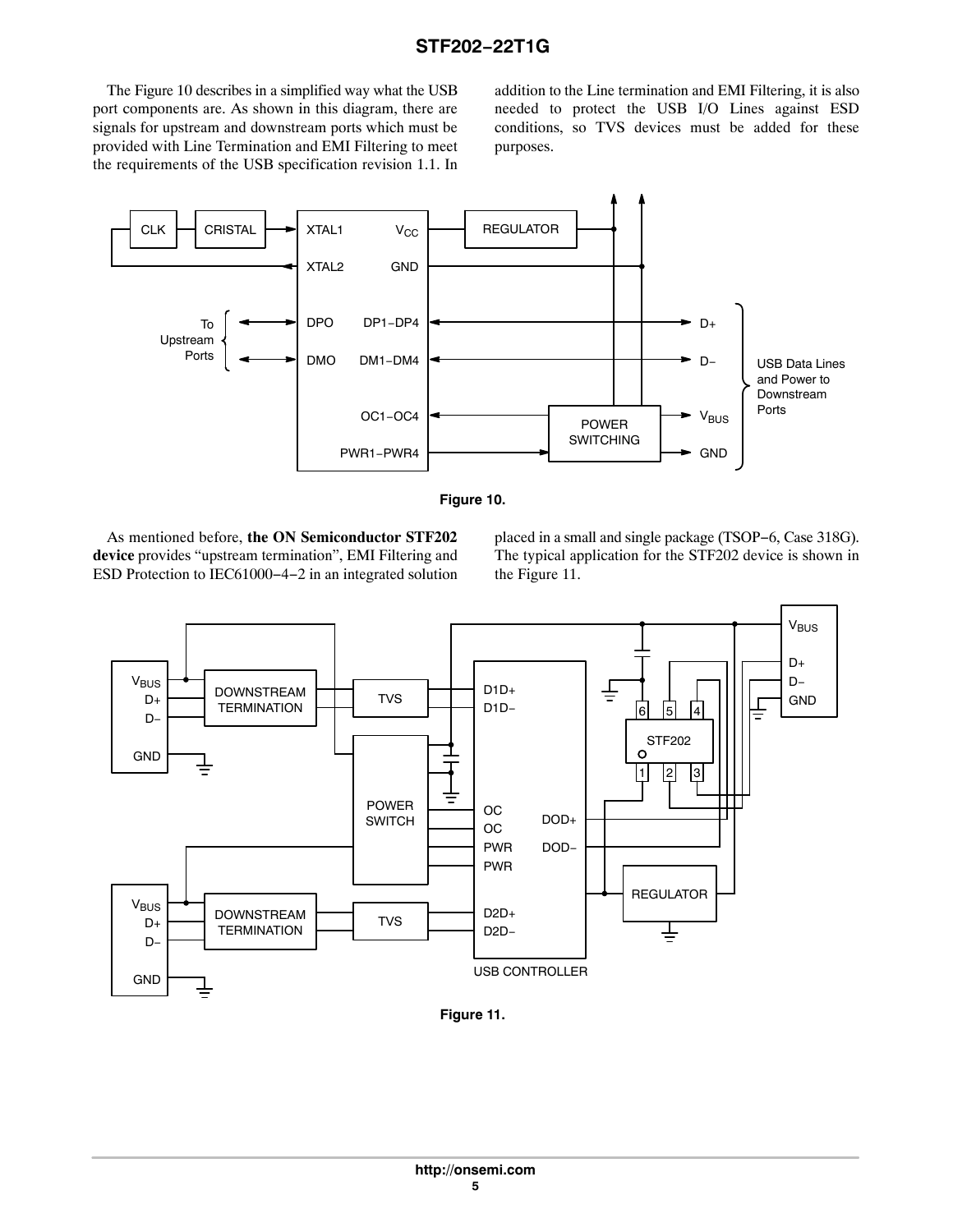The Figure 10 describes in a simplified way what the USB port components are. As shown in this diagram, there are signals for upstream and downstream ports which must be provided with Line Termination and EMI Filtering to meet the requirements of the USB specification revision 1.1. In addition to the Line termination and EMI Filtering, it is also needed to protect the USB I/O Lines against ESD conditions, so TVS devices must be added for these purposes.

Figure 10.

As mentioned before, **the ON Semiconductor STF202 device** provides "upstream termination", EMI Filtering and ESD Protection to IEC61000−4−2 in an integrated solution placed in a small and single package (TSOP−6, Case 318G). The typical application for the STF202 device is shown in the Figure 11.

Figure 11.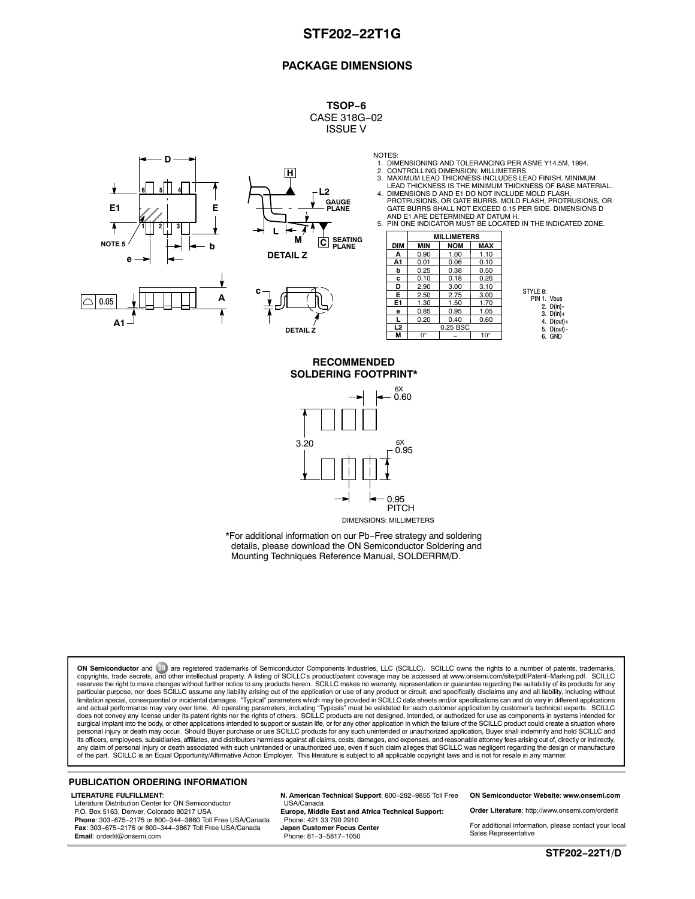## PACKAGE DIMENSIONS

**TSOP−6**
CASE 318G−02
ISSUE V

NOTE 5

DETAIL Z

DETAIL Z

GAUGE PLANE

SEATING PLANE

NOTES:
1. DIMENSIONING AND TOLERANCING PER ASME Y14.5M, 1994.
2. CONTROLLING DIMENSION: MILLIMETERS.
3. MAXIMUM LEAD THICKNESS INCLUDES LEAD FINISH. MINIMUM LEAD THICKNESS IS THE MINIMUM THICKNESS OF BASE MATERIAL.
4. DIMENSIONS D AND E1 DO NOT INCLUDE MOLD FLASH, PROTRUSIONS, OR GATE BURRS. MOLD FLASH, PROTRUSIONS, OR GATE BURRS SHALL NOT EXCEED 0.15 PER SIDE. DIMENSIONS D AND E1 ARE DETERMINED AT DATUM H.
5. PIN ONE INDICATOR MUST BE LOCATED IN THE INDICATED ZONE.

| | MILLIMETERS | | |
|---|---|---|---|
| DIM | MIN | NOM | MAX |
| A | 0.90 | 1.00 | 1.10 |
| A1 | 0.01 | 0.06 | 0.10 |
| b | 0.25 | 0.38 | 0.50 |
| c | 0.10 | 0.18 | 0.26 |
| D | 2.90 | 3.00 | 3.10 |
| E | 2.50 | 2.75 | 3.00 |
| E1 | 1.30 | 1.50 | 1.70 |
| e | 0.85 | 0.95 | 1.05 |
| L | 0.20 | 0.40 | 0.60 |
| L2 | | 0.25 BSC | |
| M | 0° | − | 10° |

STYLE 8:
PIN 1. Vbus
2. D(in)−
3. D(in)+
4. D(out)+
5. D(out)−
6. GND

### RECOMMENDED SOLDERING FOOTPRINT*

6X 0.60

3.20

6X 0.95

0.95 PITCH

DIMENSIONS: MILLIMETERS

*For additional information on our Pb−Free strategy and soldering details, please download the ON Semiconductor Soldering and Mounting Techniques Reference Manual, SOLDERRM/D.

**ON Semiconductor** and the ON logo are registered trademarks of Semiconductor Components Industries, LLC (SCILLC). SCILLC owns the rights to a number of patents, trademarks, copyrights, trade secrets, and other intellectual property. A listing of SCILLC's product/patent coverage may be accessed at www.onsemi.com/site/pdf/Patent−Marking.pdf. SCILLC reserves the right to make changes without further notice to any products herein. SCILLC makes no warranty, representation or guarantee regarding the suitability of its products for any particular purpose, nor does SCILLC assume any liability arising out of the application or use of any product or circuit, and specifically disclaims any and all liability, including without limitation special, consequential or incidental damages. "Typical" parameters which may be provided in SCILLC data sheets and/or specifications can and do vary in different applications and actual performance may vary over time. All operating parameters, including "Typicals" must be validated for each customer application by customer's technical experts. SCILLC does not convey any license under its patent rights nor the rights of others. SCILLC products are not designed, intended, or authorized for use as components in systems intended for surgical implant into the body, or other applications intended to support or sustain life, or for any other application in which the failure of the SCILLC product could create a situation where personal injury or death may occur. Should Buyer purchase or use SCILLC products for any such unintended or unauthorized application, Buyer shall indemnify and hold SCILLC and its officers, employees, subsidiaries, affiliates, and distributors harmless against all claims, costs, damages, and expenses, and reasonable attorney fees arising out of, directly or indirectly, any claim of personal injury or death associated with such unintended or unauthorized use, even if such claim alleges that SCILLC was negligent regarding the design or manufacture of the part. SCILLC is an Equal Opportunity/Affirmative Action Employer. This literature is subject to all applicable copyright laws and is not for resale in any manner.

### PUBLICATION ORDERING INFORMATION

**LITERATURE FULFILLMENT**:
Literature Distribution Center for ON Semiconductor
P.O. Box 5163, Denver, Colorado 80217 USA
**Phone**: 303−675−2175 or 800−344−3860 Toll Free USA/Canada
**Fax**: 303−675−2176 or 800−344−3867 Toll Free USA/Canada
**Email**: orderlit@onsemi.com

**N. American Technical Support**: 800−282−9855 Toll Free USA/Canada
**Europe, Middle East and Africa Technical Support:**
Phone: 421 33 790 2910
**Japan Customer Focus Center**
Phone: 81−3−5817−1050

**ON Semiconductor Website**: **www.onsemi.com**

**Order Literature**: http://www.onsemi.com/orderlit

For additional information, please contact your local Sales Representative

STF202−22T1/D